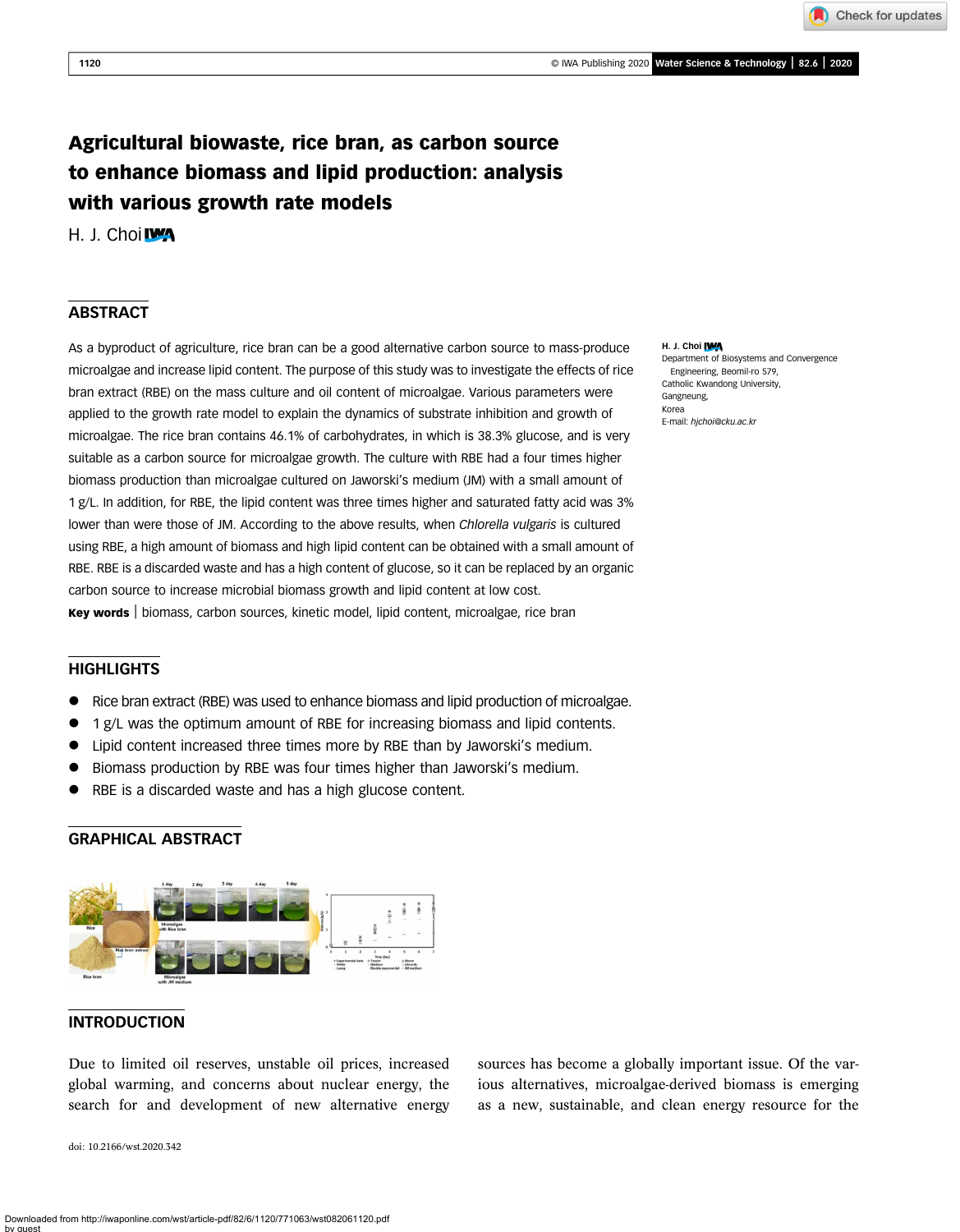# Agricultural biowaste, rice bran, as carbon source to enhance biomass and lipid production: analysis with various growth rate models

H. J. Choi

## ABSTRACT

As a byproduct of agriculture, rice bran can be a good alternative carbon source to mass-produce microalgae and increase lipid content. The purpose of this study was to investigate the effects of rice bran extract (RBE) on the mass culture and oil content of microalgae. Various parameters were applied to the growth rate model to explain the dynamics of substrate inhibition and growth of microalgae. The rice bran contains 46.1% of carbohydrates, in which is 38.3% glucose, and is very suitable as a carbon source for microalgae growth. The culture with RBE had a four times higher biomass production than microalgae cultured on Jaworski's medium (JM) with a small amount of 1 g/L. In addition, for RBE, the lipid content was three times higher and saturated fatty acid was 3% lower than were those of JM. According to the above results, when *Chlorella vulgaris* is cultured using RBE, a high amount of biomass and high lipid content can be obtained with a small amount of RBE. RBE is a discarded waste and has a high content of glucose, so it can be replaced by an organic carbon source to increase microbial biomass growth and lipid content at low cost.

**Key words** | biomass, carbon sources, kinetic model, lipid content, microalgae, rice bran

H. J. Choi
Department of Biosystems and Convergence Engineering, Beomil-ro 579,
Catholic Kwandong University,
Gangneung,
Korea
E-mail: *hjchoi@cku.ac.kr*

## HIGHLIGHTS

- Rice bran extract (RBE) was used to enhance biomass and lipid production of microalgae.
- 1 g/L was the optimum amount of RBE for increasing biomass and lipid contents.
- Lipid content increased three times more by RBE than by Jaworski's medium.
- Biomass production by RBE was four times higher than Jaworski's medium.
- RBE is a discarded waste and has a high glucose content.

## GRAPHICAL ABSTRACT

## INTRODUCTION

Due to limited oil reserves, unstable oil prices, increased global warming, and concerns about nuclear energy, the search for and development of new alternative energy sources has become a globally important issue. Of the various alternatives, microalgae-derived biomass is emerging as a new, sustainable, and clean energy resource for the

doi: 10.2166/wst.2020.342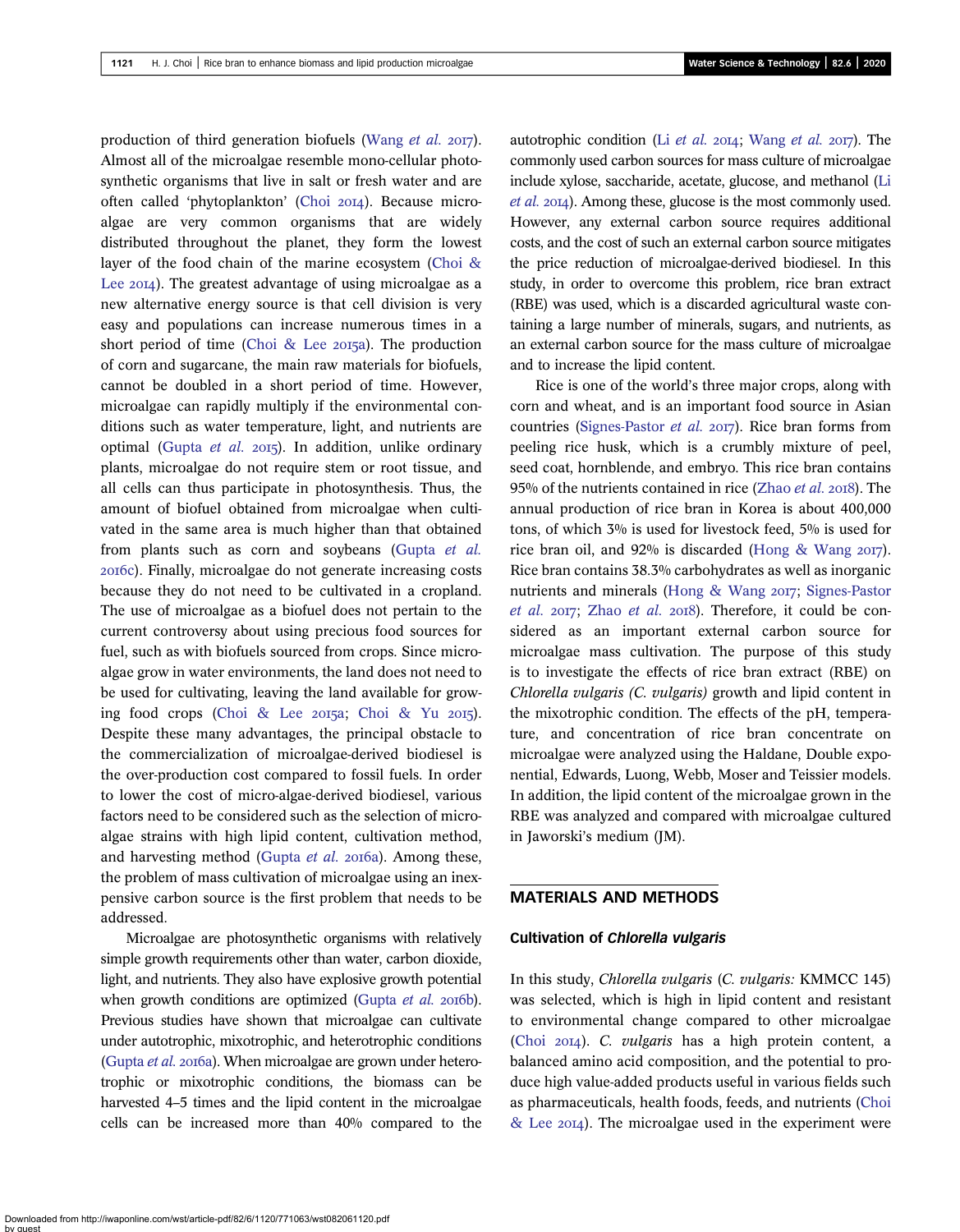production of third generation biofuels (Wang *et al.* 2017). Almost all of the microalgae resemble mono-cellular photosynthetic organisms that live in salt or fresh water and are often called 'phytoplankton' (Choi 2014). Because microalgae are very common organisms that are widely distributed throughout the planet, they form the lowest layer of the food chain of the marine ecosystem (Choi & Lee 2014). The greatest advantage of using microalgae as a new alternative energy source is that cell division is very easy and populations can increase numerous times in a short period of time (Choi & Lee 2015a). The production of corn and sugarcane, the main raw materials for biofuels, cannot be doubled in a short period of time. However, microalgae can rapidly multiply if the environmental conditions such as water temperature, light, and nutrients are optimal (Gupta *et al.* 2015). In addition, unlike ordinary plants, microalgae do not require stem or root tissue, and all cells can thus participate in photosynthesis. Thus, the amount of biofuel obtained from microalgae when cultivated in the same area is much higher than that obtained from plants such as corn and soybeans (Gupta *et al.* 2016c). Finally, microalgae do not generate increasing costs because they do not need to be cultivated in a cropland. The use of microalgae as a biofuel does not pertain to the current controversy about using precious food sources for fuel, such as with biofuels sourced from crops. Since microalgae grow in water environments, the land does not need to be used for cultivating, leaving the land available for growing food crops (Choi & Lee 2015a; Choi & Yu 2015). Despite these many advantages, the principal obstacle to the commercialization of microalgae-derived biodiesel is the over-production cost compared to fossil fuels. In order to lower the cost of micro-algae-derived biodiesel, various factors need to be considered such as the selection of microalgae strains with high lipid content, cultivation method, and harvesting method (Gupta *et al.* 2016a). Among these, the problem of mass cultivation of microalgae using an inexpensive carbon source is the first problem that needs to be addressed.

Microalgae are photosynthetic organisms with relatively simple growth requirements other than water, carbon dioxide, light, and nutrients. They also have explosive growth potential when growth conditions are optimized (Gupta *et al.* 2016b). Previous studies have shown that microalgae can cultivate under autotrophic, mixotrophic, and heterotrophic conditions (Gupta *et al.* 2016a). When microalgae are grown under heterotrophic or mixotrophic conditions, the biomass can be harvested 4–5 times and the lipid content in the microalgae cells can be increased more than 40% compared to the autotrophic condition (Li *et al.* 2014; Wang *et al.* 2017). The commonly used carbon sources for mass culture of microalgae include xylose, saccharide, acetate, glucose, and methanol (Li *et al.* 2014). Among these, glucose is the most commonly used. However, any external carbon source requires additional costs, and the cost of such an external carbon source mitigates the price reduction of microalgae-derived biodiesel. In this study, in order to overcome this problem, rice bran extract (RBE) was used, which is a discarded agricultural waste containing a large number of minerals, sugars, and nutrients, as an external carbon source for the mass culture of microalgae and to increase the lipid content.

Rice is one of the world's three major crops, along with corn and wheat, and is an important food source in Asian countries (Signes-Pastor *et al.* 2017). Rice bran forms from peeling rice husk, which is a crumbly mixture of peel, seed coat, hornblende, and embryo. This rice bran contains 95% of the nutrients contained in rice (Zhao *et al.* 2018). The annual production of rice bran in Korea is about 400,000 tons, of which 3% is used for livestock feed, 5% is used for rice bran oil, and 92% is discarded (Hong & Wang 2017). Rice bran contains 38.3% carbohydrates as well as inorganic nutrients and minerals (Hong & Wang 2017; Signes-Pastor *et al.* 2017; Zhao *et al.* 2018). Therefore, it could be considered as an important external carbon source for microalgae mass cultivation. The purpose of this study is to investigate the effects of rice bran extract (RBE) on *Chlorella vulgaris (C. vulgaris)* growth and lipid content in the mixotrophic condition. The effects of the pH, temperature, and concentration of rice bran concentrate on microalgae were analyzed using the Haldane, Double exponential, Edwards, Luong, Webb, Moser and Teissier models. In addition, the lipid content of the microalgae grown in the RBE was analyzed and compared with microalgae cultured in Jaworski's medium (JM).

## MATERIALS AND METHODS

### Cultivation of *Chlorella vulgaris*

In this study, *Chlorella vulgaris* (*C. vulgaris:* KMMCC 145) was selected, which is high in lipid content and resistant to environmental change compared to other microalgae (Choi 2014). *C. vulgaris* has a high protein content, a balanced amino acid composition, and the potential to produce high value-added products useful in various fields such as pharmaceuticals, health foods, feeds, and nutrients (Choi & Lee 2014). The microalgae used in the experiment were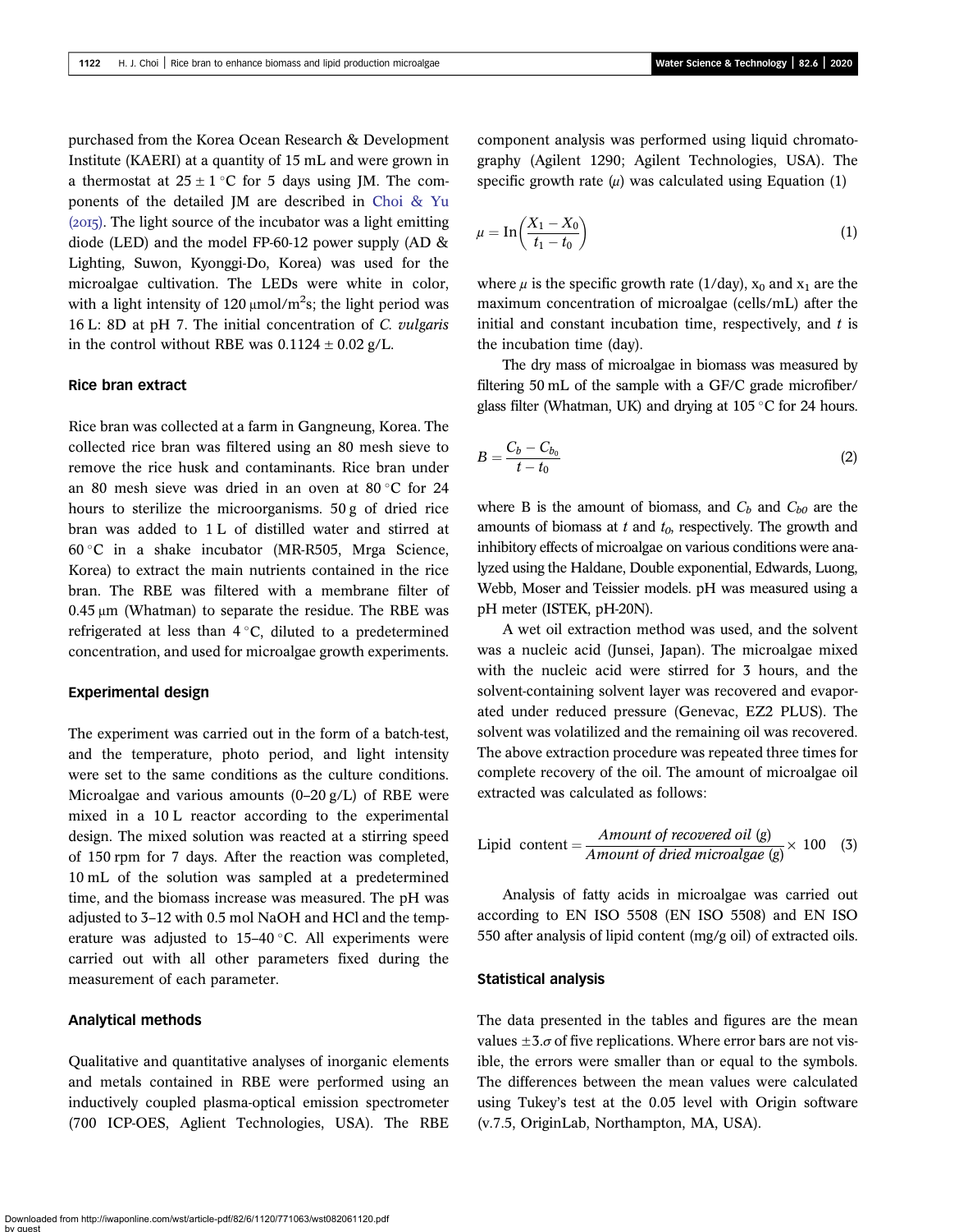purchased from the Korea Ocean Research & Development Institute (KAERI) at a quantity of 15 mL and were grown in a thermostat at $25 \pm 1$ °C for 5 days using JM. The components of the detailed JM are described in Choi & Yu (2015). The light source of the incubator was a light emitting diode (LED) and the model FP-60-12 power supply (AD & Lighting, Suwon, Kyonggi-Do, Korea) was used for the microalgae cultivation. The LEDs were white in color, with a light intensity of 120 μmol/m$^2$s; the light period was 16 L: 8D at pH 7. The initial concentration of *C. vulgaris* in the control without RBE was $0.1124 \pm 0.02$ g/L.

## Rice bran extract

Rice bran was collected at a farm in Gangneung, Korea. The collected rice bran was filtered using an 80 mesh sieve to remove the rice husk and contaminants. Rice bran under an 80 mesh sieve was dried in an oven at 80 °C for 24 hours to sterilize the microorganisms. 50 g of dried rice bran was added to 1 L of distilled water and stirred at 60 °C in a shake incubator (MR-R505, Mrga Science, Korea) to extract the main nutrients contained in the rice bran. The RBE was filtered with a membrane filter of 0.45 μm (Whatman) to separate the residue. The RBE was refrigerated at less than 4 °C, diluted to a predetermined concentration, and used for microalgae growth experiments.

## Experimental design

The experiment was carried out in the form of a batch-test, and the temperature, photo period, and light intensity were set to the same conditions as the culture conditions. Microalgae and various amounts (0–20 g/L) of RBE were mixed in a 10 L reactor according to the experimental design. The mixed solution was reacted at a stirring speed of 150 rpm for 7 days. After the reaction was completed, 10 mL of the solution was sampled at a predetermined time, and the biomass increase was measured. The pH was adjusted to 3–12 with 0.5 mol NaOH and HCl and the temperature was adjusted to 15–40 °C. All experiments were carried out with all other parameters fixed during the measurement of each parameter.

## Analytical methods

Qualitative and quantitative analyses of inorganic elements and metals contained in RBE were performed using an inductively coupled plasma-optical emission spectrometer (700 ICP-OES, Aglient Technologies, USA). The RBE component analysis was performed using liquid chromatography (Agilent 1290; Agilent Technologies, USA). The specific growth rate ($\mu$) was calculated using Equation (1)

$$\mu = \text{In}\left(\frac{X_1 - X_0}{t_1 - t_0}\right) \tag{1}$$

where $\mu$ is the specific growth rate (1/day), $x_0$ and $x_1$ are the maximum concentration of microalgae (cells/mL) after the initial and constant incubation time, respectively, and $t$ is the incubation time (day).

The dry mass of microalgae in biomass was measured by filtering 50 mL of the sample with a GF/C grade microfiber/glass filter (Whatman, UK) and drying at 105 °C for 24 hours.

$$B = \frac{C_b - C_{b_0}}{t - t_0} \tag{2}$$

where B is the amount of biomass, and $C_b$ and $C_{b0}$ are the amounts of biomass at $t$ and $t_0$, respectively. The growth and inhibitory effects of microalgae on various conditions were analyzed using the Haldane, Double exponential, Edwards, Luong, Webb, Moser and Teissier models. pH was measured using a pH meter (ISTEK, pH-20N).

A wet oil extraction method was used, and the solvent was a nucleic acid (Junsei, Japan). The microalgae mixed with the nucleic acid were stirred for 3 hours, and the solvent-containing solvent layer was recovered and evaporated under reduced pressure (Genevac, EZ2 PLUS). The solvent was volatilized and the remaining oil was recovered. The above extraction procedure was repeated three times for complete recovery of the oil. The amount of microalgae oil extracted was calculated as follows:

$$\text{Lipid content} = \frac{\textit{Amount of recovered oil (g)}}{\textit{Amount of dried microalgae (g)}} \times 100 \tag{3}$$

Analysis of fatty acids in microalgae was carried out according to EN ISO 5508 (EN ISO 5508) and EN ISO 550 after analysis of lipid content (mg/g oil) of extracted oils.

## Statistical analysis

The data presented in the tables and figures are the mean values $\pm 3.\sigma$ of five replications. Where error bars are not visible, the errors were smaller than or equal to the symbols. The differences between the mean values were calculated using Tukey's test at the 0.05 level with Origin software (v.7.5, OriginLab, Northampton, MA, USA).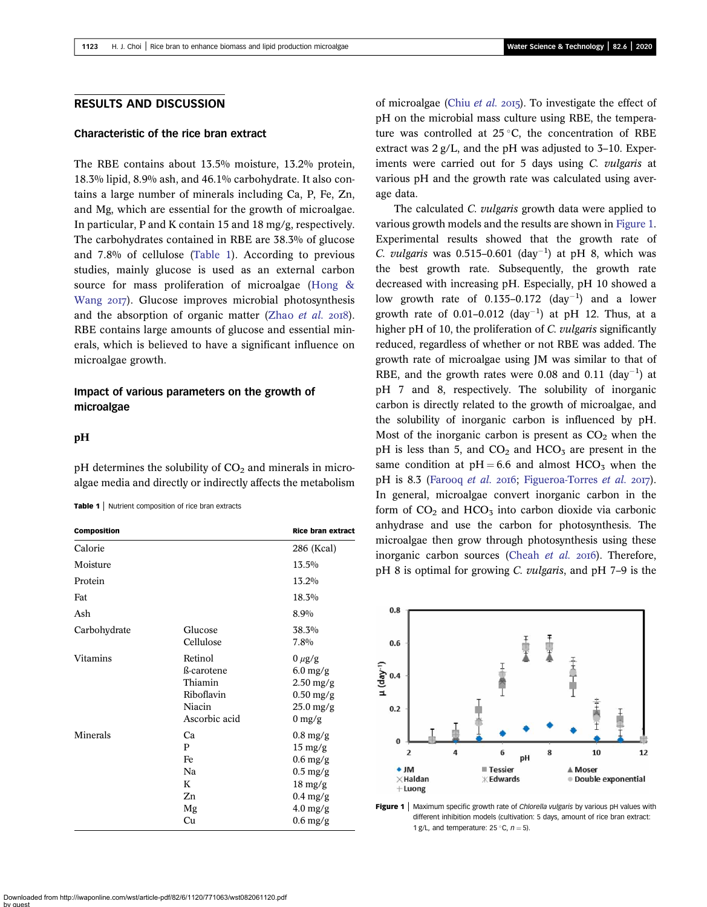## RESULTS AND DISCUSSION

### Characteristic of the rice bran extract

The RBE contains about 13.5% moisture, 13.2% protein, 18.3% lipid, 8.9% ash, and 46.1% carbohydrate. It also contains a large number of minerals including Ca, P, Fe, Zn, and Mg, which are essential for the growth of microalgae. In particular, P and K contain 15 and 18 mg/g, respectively. The carbohydrates contained in RBE are 38.3% of glucose and 7.8% of cellulose (Table 1). According to previous studies, mainly glucose is used as an external carbon source for mass proliferation of microalgae (Hong & Wang 2017). Glucose improves microbial photosynthesis and the absorption of organic matter (Zhao *et al.* 2018). RBE contains large amounts of glucose and essential minerals, which is believed to have a significant influence on microalgae growth.

### Impact of various parameters on the growth of microalgae

#### pH

pH determines the solubility of $CO_2$ and minerals in microalgae media and directly or indirectly affects the metabolism of microalgae (Chiu *et al.* 2015). To investigate the effect of pH on the microbial mass culture using RBE, the temperature was controlled at 25 °C, the concentration of RBE extract was 2 g/L, and the pH was adjusted to 3–10. Experiments were carried out for 5 days using *C. vulgaris* at various pH and the growth rate was calculated using average data.

**Table 1** | Nutrient composition of rice bran extracts

| Composition | | Rice bran extract |
|---|---|---|
| Calorie | | 286 (Kcal) |
| Moisture | | 13.5% |
| Protein | | 13.2% |
| Fat | | 18.3% |
| Ash | | 8.9% |
| Carbohydrate | Glucose | 38.3% |
| | Cellulose | 7.8% |
| Vitamins | Retinol | 0 μg/g |
| | ß-carotene | 6.0 mg/g |
| | Thiamin | 2.50 mg/g |
| | Riboflavin | 0.50 mg/g |
| | Niacin | 25.0 mg/g |
| | Ascorbic acid | 0 mg/g |
| Minerals | Ca | 0.8 mg/g |
| | P | 15 mg/g |
| | Fe | 0.6 mg/g |
| | Na | 0.5 mg/g |
| | K | 18 mg/g |
| | Zn | 0.4 mg/g |
| | Mg | 4.0 mg/g |
| | Cu | 0.6 mg/g |

The calculated *C. vulgaris* growth data were applied to various growth models and the results are shown in Figure 1. Experimental results showed that the growth rate of *C. vulgaris* was 0.515–0.601 ($day^{-1}$) at pH 8, which was the best growth rate. Subsequently, the growth rate decreased with increasing pH. Especially, pH 10 showed a low growth rate of 0.135–0.172 ($day^{-1}$) and a lower growth rate of 0.01–0.012 ($day^{-1}$) at pH 12. Thus, at a higher pH of 10, the proliferation of *C. vulgaris* significantly reduced, regardless of whether or not RBE was added. The growth rate of microalgae using JM was similar to that of RBE, and the growth rates were 0.08 and 0.11 ($day^{-1}$) at pH 7 and 8, respectively. The solubility of inorganic carbon is directly related to the growth of microalgae, and the solubility of inorganic carbon is influenced by pH. Most of the inorganic carbon is present as $CO_2$ when the pH is less than 5, and $CO_2$ and $HCO_3$ are present in the same condition at pH = 6.6 and almost $HCO_3$ when the pH is 8.3 (Farooq *et al.* 2016; Figueroa-Torres *et al.* 2017). In general, microalgae convert inorganic carbon in the form of $CO_2$ and $HCO_3$ into carbon dioxide via carbonic anhydrase and use the carbon for photosynthesis. The microalgae then grow through photosynthesis using these inorganic carbon sources (Cheah *et al.* 2016). Therefore, pH 8 is optimal for growing *C. vulgaris*, and pH 7–9 is the

**Figure 1** | Maximum specific growth rate of *Chlorella vulgaris* by various pH values with different inhibition models (cultivation: 5 days, amount of rice bran extract: 1 g/L, and temperature: 25 °C, $n = 5$).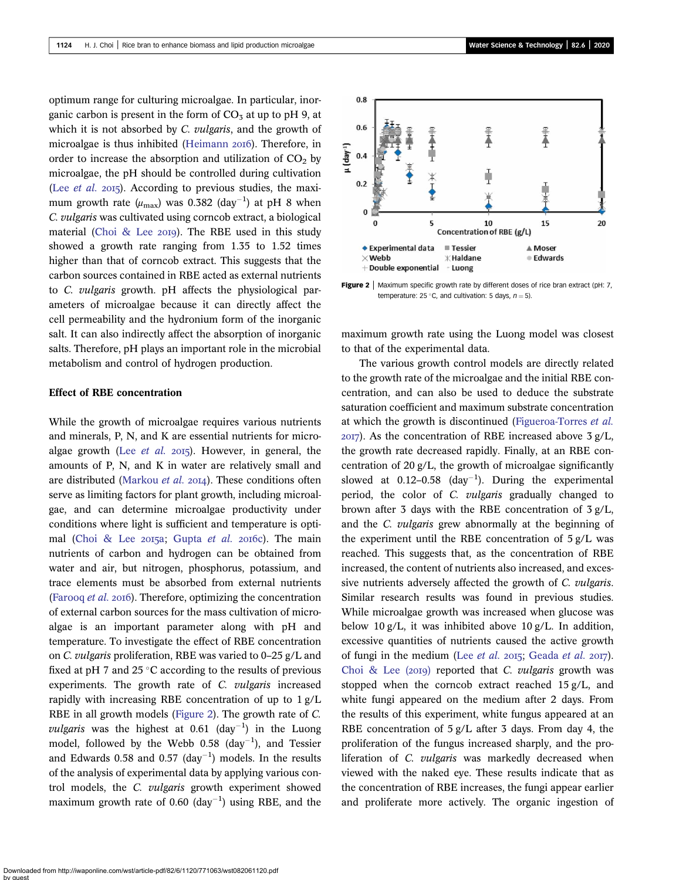optimum range for culturing microalgae. In particular, inorganic carbon is present in the form of $CO_3$ at up to pH 9, at which it is not absorbed by *C. vulgaris*, and the growth of microalgae is thus inhibited (Heimann 2016). Therefore, in order to increase the absorption and utilization of $CO_2$ by microalgae, the pH should be controlled during cultivation (Lee *et al.* 2015). According to previous studies, the maximum growth rate ($\mu_{max}$) was 0.382 (day$^{-1}$) at pH 8 when *C. vulgaris* was cultivated using corncob extract, a biological material (Choi & Lee 2019). The RBE used in this study showed a growth rate ranging from 1.35 to 1.52 times higher than that of corncob extract. This suggests that the carbon sources contained in RBE acted as external nutrients to *C. vulgaris* growth. pH affects the physiological parameters of microalgae because it can directly affect the cell permeability and the hydronium form of the inorganic salt. It can also indirectly affect the absorption of inorganic salts. Therefore, pH plays an important role in the microbial metabolism and control of hydrogen production.

### Effect of RBE concentration

While the growth of microalgae requires various nutrients and minerals, P, N, and K are essential nutrients for microalgae growth (Lee *et al.* 2015). However, in general, the amounts of P, N, and K in water are relatively small and are distributed (Markou *et al.* 2014). These conditions often serve as limiting factors for plant growth, including microalgae, and can determine microalgae productivity under conditions where light is sufficient and temperature is optimal (Choi & Lee 2015a; Gupta *et al.* 2016c). The main nutrients of carbon and hydrogen can be obtained from water and air, but nitrogen, phosphorus, potassium, and trace elements must be absorbed from external nutrients (Farooq *et al.* 2016). Therefore, optimizing the concentration of external carbon sources for the mass cultivation of microalgae is an important parameter along with pH and temperature. To investigate the effect of RBE concentration on *C. vulgaris* proliferation, RBE was varied to 0–25 g/L and fixed at pH 7 and 25 °C according to the results of previous experiments. The growth rate of *C. vulgaris* increased rapidly with increasing RBE concentration of up to 1 g/L RBE in all growth models (Figure 2). The growth rate of *C. vulgaris* was the highest at 0.61 (day$^{-1}$) in the Luong model, followed by the Webb 0.58 (day$^{-1}$), and Tessier and Edwards 0.58 and 0.57 (day$^{-1}$) models. In the results of the analysis of experimental data by applying various control models, the *C. vulgaris* growth experiment showed maximum growth rate of 0.60 (day$^{-1}$) using RBE, and the maximum growth rate using the Luong model was closest to that of the experimental data.

**Figure 2** | Maximum specific growth rate by different doses of rice bran extract (pH: 7, temperature: 25 °C, and cultivation: 5 days, $n = 5$).

The various growth control models are directly related to the growth rate of the microalgae and the initial RBE concentration, and can also be used to deduce the substrate saturation coefficient and maximum substrate concentration at which the growth is discontinued (Figueroa-Torres *et al.* 2017). As the concentration of RBE increased above 3 g/L, the growth rate decreased rapidly. Finally, at an RBE concentration of 20 g/L, the growth of microalgae significantly slowed at 0.12–0.58 (day$^{-1}$). During the experimental period, the color of *C. vulgaris* gradually changed to brown after 3 days with the RBE concentration of 3 g/L, and the *C. vulgaris* grew abnormally at the beginning of the experiment until the RBE concentration of 5 g/L was reached. This suggests that, as the concentration of RBE increased, the content of nutrients also increased, and excessive nutrients adversely affected the growth of *C. vulgaris*. Similar research results was found in previous studies. While microalgae growth was increased when glucose was below 10 g/L, it was inhibited above 10 g/L. In addition, excessive quantities of nutrients caused the active growth of fungi in the medium (Lee *et al.* 2015; Geada *et al.* 2017). Choi & Lee (2019) reported that *C. vulgaris* growth was stopped when the corncob extract reached 15 g/L, and white fungi appeared on the medium after 2 days. From the results of this experiment, white fungus appeared at an RBE concentration of 5 g/L after 3 days. From day 4, the proliferation of the fungus increased sharply, and the proliferation of *C. vulgaris* was markedly decreased when viewed with the naked eye. These results indicate that as the concentration of RBE increases, the fungi appear earlier and proliferate more actively. The organic ingestion of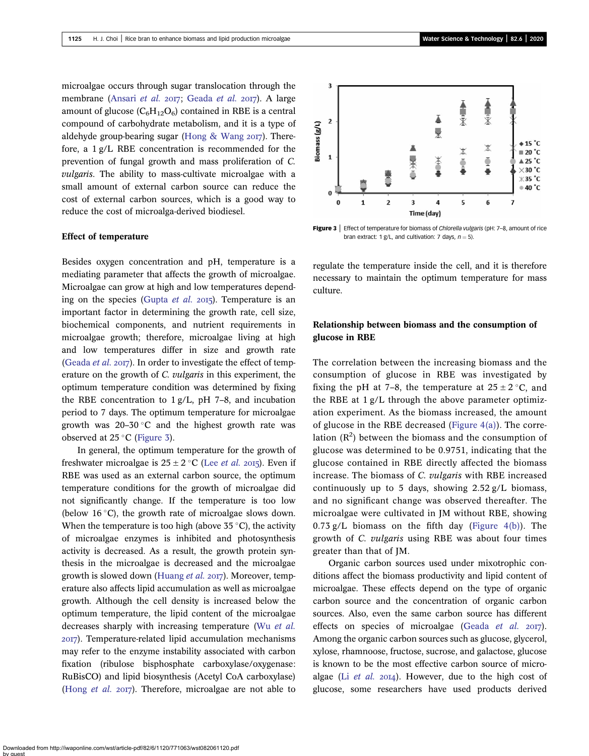microalgae occurs through sugar translocation through the membrane (Ansari *et al.* 2017; Geada *et al.* 2017). A large amount of glucose ($C_6H_{12}O_6$) contained in RBE is a central compound of carbohydrate metabolism, and it is a type of aldehyde group-bearing sugar (Hong & Wang 2017). Therefore, a 1 g/L RBE concentration is recommended for the prevention of fungal growth and mass proliferation of *C. vulgaris*. The ability to mass-cultivate microalgae with a small amount of external carbon sources can reduce the cost of external carbon sources, which is a good way to reduce the cost of microalga-derived biodiesel.

## Effect of temperature

Besides oxygen concentration and pH, temperature is a mediating parameter that affects the growth of microalgae. Microalgae can grow at high and low temperatures depending on the species (Gupta *et al.* 2015). Temperature is an important factor in determining the growth rate, cell size, biochemical components, and nutrient requirements in microalgae growth; therefore, microalgae living at high and low temperatures differ in size and growth rate (Geada *et al.* 2017). In order to investigate the effect of temperature on the growth of *C. vulgaris* in this experiment, the optimum temperature condition was determined by fixing the RBE concentration to 1 g/L, pH 7–8, and incubation period to 7 days. The optimum temperature for microalgae growth was 20–30 °C and the highest growth rate was observed at 25 °C (Figure 3).

In general, the optimum temperature for the growth of freshwater microalgae is 25 ± 2 °C (Lee *et al.* 2015). Even if RBE was used as an external carbon source, the optimum temperature conditions for the growth of microalgae did not significantly change. If the temperature is too low (below 16 °C), the growth rate of microalgae slows down. When the temperature is too high (above 35 °C), the activity of microalgae enzymes is inhibited and photosynthesis activity is decreased. As a result, the growth protein synthesis in the microalgae is decreased and the microalgae growth is slowed down (Huang *et al.* 2017). Moreover, temperature also affects lipid accumulation as well as microalgae growth. Although the cell density is increased below the optimum temperature, the lipid content of the microalgae decreases sharply with increasing temperature (Wu *et al.* 2017). Temperature-related lipid accumulation mechanisms may refer to the enzyme instability associated with carbon fixation (ribulose bisphosphate carboxylase/oxygenase: RuBisCO) and lipid biosynthesis (Acetyl CoA carboxylase) (Hong *et al.* 2017). Therefore, microalgae are not able to regulate the temperature inside the cell, and it is therefore necessary to maintain the optimum temperature for mass culture.

**Figure 3** | Effect of temperature for biomass of *Chlorella vulgaris* (pH: 7–8, amount of rice bran extract: 1 g/L, and cultivation: 7 days, $n = 5$).

## Relationship between biomass and the consumption of glucose in RBE

The correlation between the increasing biomass and the consumption of glucose in RBE was investigated by fixing the pH at 7–8, the temperature at 25 ± 2 °C, and the RBE at 1 g/L through the above parameter optimization experiment. As the biomass increased, the amount of glucose in the RBE decreased (Figure 4(a)). The correlation ($R^2$) between the biomass and the consumption of glucose was determined to be 0.9751, indicating that the glucose contained in RBE directly affected the biomass increase. The biomass of *C. vulgaris* with RBE increased continuously up to 5 days, showing 2.52 g/L biomass, and no significant change was observed thereafter. The microalgae were cultivated in JM without RBE, showing 0.73 g/L biomass on the fifth day (Figure 4(b)). The growth of *C. vulgaris* using RBE was about four times greater than that of JM.

Organic carbon sources used under mixotrophic conditions affect the biomass productivity and lipid content of microalgae. These effects depend on the type of organic carbon source and the concentration of organic carbon sources. Also, even the same carbon source has different effects on species of microalgae (Geada *et al.* 2017). Among the organic carbon sources such as glucose, glycerol, xylose, rhamnoose, fructose, sucrose, and galactose, glucose is known to be the most effective carbon source of microalgae (Li *et al.* 2014). However, due to the high cost of glucose, some researchers have used products derived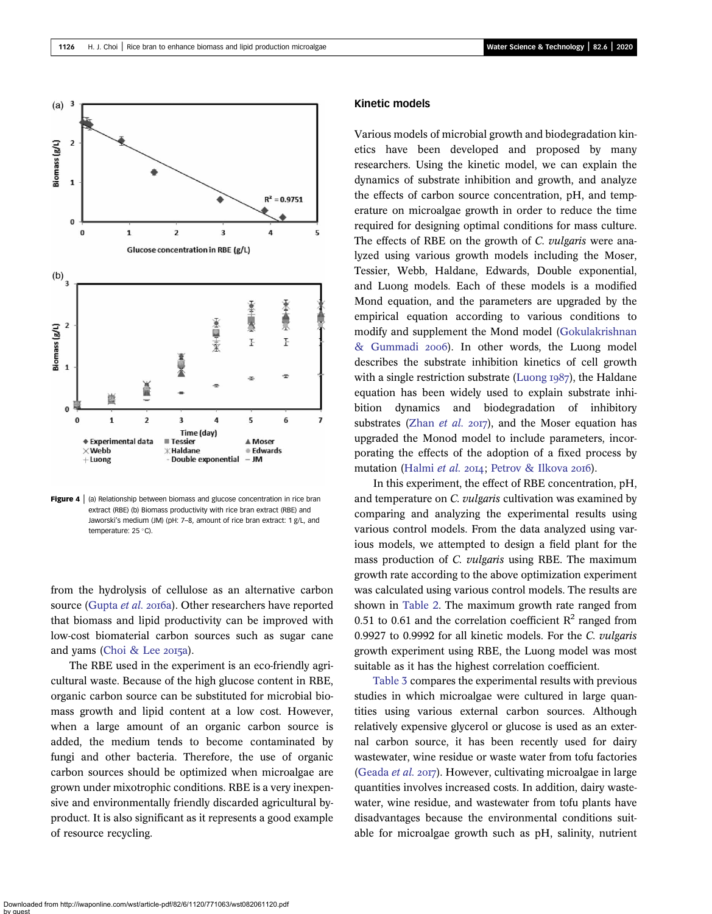Figure 4 | (a) Relationship between biomass and glucose concentration in rice bran extract (RBE) (b) Biomass productivity with rice bran extract (RBE) and Jaworski's medium (JM) (pH: 7–8, amount of rice bran extract: 1 g/L, and temperature: 25 °C).

from the hydrolysis of cellulose as an alternative carbon source (Gupta *et al.* 2016a). Other researchers have reported that biomass and lipid productivity can be improved with low-cost biomaterial carbon sources such as sugar cane and yams (Choi & Lee 2015a).

The RBE used in the experiment is an eco-friendly agricultural waste. Because of the high glucose content in RBE, organic carbon source can be substituted for microbial biomass growth and lipid content at a low cost. However, when a large amount of an organic carbon source is added, the medium tends to become contaminated by fungi and other bacteria. Therefore, the use of organic carbon sources should be optimized when microalgae are grown under mixotrophic conditions. RBE is a very inexpensive and environmentally friendly discarded agricultural by-product. It is also significant as it represents a good example of resource recycling.

## Kinetic models

Various models of microbial growth and biodegradation kinetics have been developed and proposed by many researchers. Using the kinetic model, we can explain the dynamics of substrate inhibition and growth, and analyze the effects of carbon source concentration, pH, and temperature on microalgae growth in order to reduce the time required for designing optimal conditions for mass culture. The effects of RBE on the growth of *C. vulgaris* were analyzed using various growth models including the Moser, Tessier, Webb, Haldane, Edwards, Double exponential, and Luong models. Each of these models is a modified Mond equation, and the parameters are upgraded by the empirical equation according to various conditions to modify and supplement the Mond model (Gokulakrishnan & Gummadi 2006). In other words, the Luong model describes the substrate inhibition kinetics of cell growth with a single restriction substrate (Luong 1987), the Haldane equation has been widely used to explain substrate inhibition dynamics and biodegradation of inhibitory substrates (Zhan *et al.* 2017), and the Moser equation has upgraded the Monod model to include parameters, incorporating the effects of the adoption of a fixed process by mutation (Halmi *et al.* 2014; Petrov & Ilkova 2016).

In this experiment, the effect of RBE concentration, pH, and temperature on *C. vulgaris* cultivation was examined by comparing and analyzing the experimental results using various control models. From the data analyzed using various models, we attempted to design a field plant for the mass production of *C. vulgaris* using RBE. The maximum growth rate according to the above optimization experiment was calculated using various control models. The results are shown in Table 2. The maximum growth rate ranged from 0.51 to 0.61 and the correlation coefficient $R^2$ ranged from 0.9927 to 0.9992 for all kinetic models. For the *C. vulgaris* growth experiment using RBE, the Luong model was most suitable as it has the highest correlation coefficient.

Table 3 compares the experimental results with previous studies in which microalgae were cultured in large quantities using various external carbon sources. Although relatively expensive glycerol or glucose is used as an external carbon source, it has been recently used for dairy wastewater, wine residue or waste water from tofu factories (Geada *et al.* 2017). However, cultivating microalgae in large quantities involves increased costs. In addition, dairy wastewater, wine residue, and wastewater from tofu plants have disadvantages because the environmental conditions suitable for microalgae growth such as pH, salinity, nutrient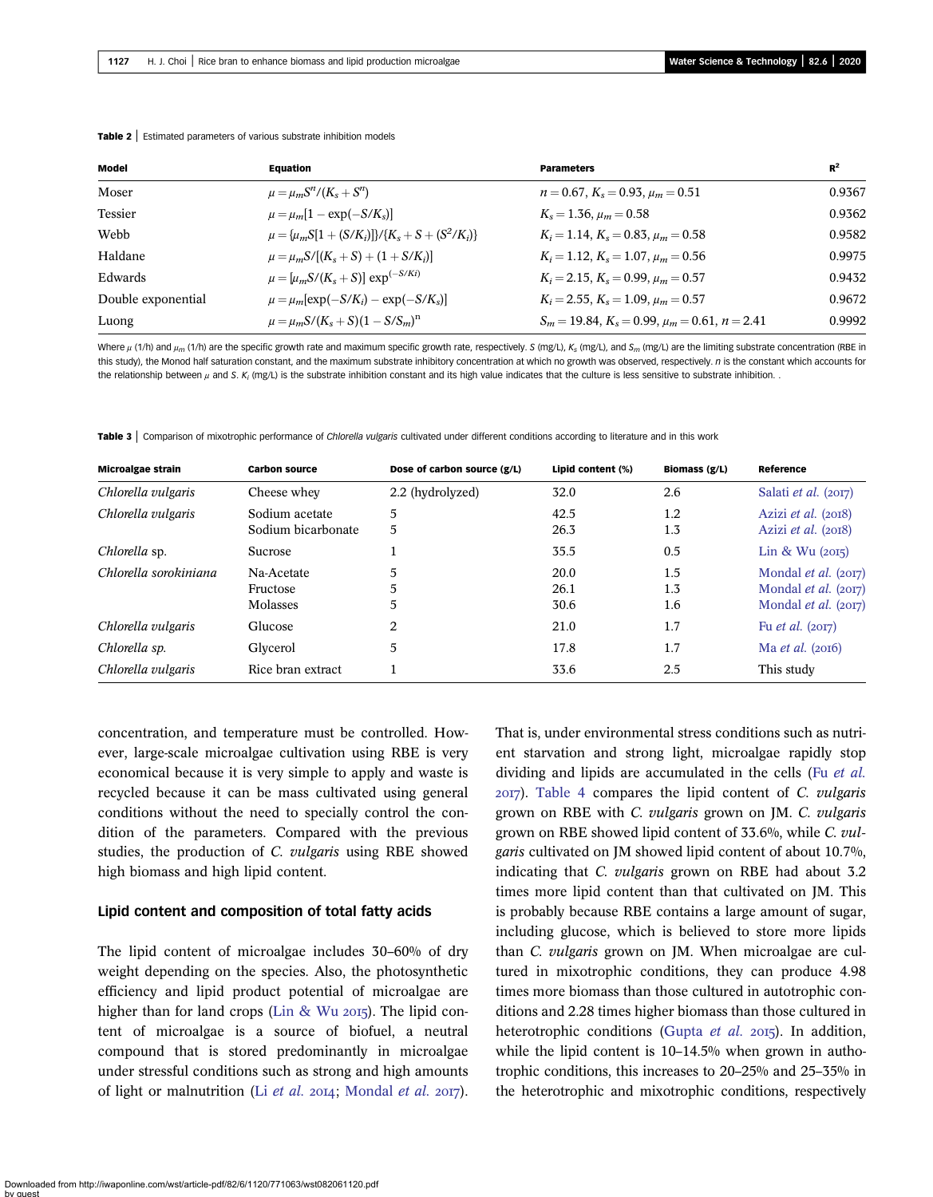**Table 2** | Estimated parameters of various substrate inhibition models

| Model | Equation | Parameters | $R^2$ |
|---|---|---|---|
| Moser | $\mu = \mu_m S^n/(K_s + S^n)$ | $n = 0.67$, $K_s = 0.93$, $\mu_m = 0.51$ | 0.9367 |
| Tessier | $\mu = \mu_m[1 - \exp(-S/K_s)]$ | $K_s = 1.36$, $\mu_m = 0.58$ | 0.9362 |
| Webb | $\mu = \{\mu_m S[1 + (S/K_i)]\}/\{K_s + S + (S^2/K_i)\}$ | $K_i = 1.14$, $K_s = 0.83$, $\mu_m = 0.58$ | 0.9582 |
| Haldane | $\mu = \mu_m S/[(K_s + S) + (1 + S/K_i)]$ | $K_i = 1.12$, $K_s = 1.07$, $\mu_m = 0.56$ | 0.9975 |
| Edwards | $\mu = [\mu_m S/(K_s + S)] \exp^{(-S/Ki)}$ | $K_i = 2.15$, $K_s = 0.99$, $\mu_m = 0.57$ | 0.9432 |
| Double exponential | $\mu = \mu_m[\exp(-S/K_i) - \exp(-S/K_s)]$ | $K_i = 2.55$, $K_s = 1.09$, $\mu_m = 0.57$ | 0.9672 |
| Luong | $\mu = \mu_m S/(K_s + S)(1 - S/S_m)^n$ | $S_m = 19.84$, $K_s = 0.99$, $\mu_m = 0.61$, $n = 2.41$ | 0.9992 |

Where $\mu$ (1/h) and $\mu_m$ (1/h) are the specific growth rate and maximum specific growth rate, respectively. $S$ (mg/L), $K_s$ (mg/L), and $S_m$ (mg/L) are the limiting substrate concentration (RBE in this study), the Monod half saturation constant, and the maximum substrate inhibitory concentration at which no growth was observed, respectively. $n$ is the constant which accounts for the relationship between $\mu$ and $S$. $K_i$ (mg/L) is the substrate inhibition constant and its high value indicates that the culture is less sensitive to substrate inhibition. .

**Table 3** | Comparison of mixotrophic performance of *Chlorella vulgaris* cultivated under different conditions according to literature and in this work

| Microalgae strain | Carbon source | Dose of carbon source (g/L) | Lipid content (%) | Biomass (g/L) | Reference |
|---|---|---|---|---|---|
| *Chlorella vulgaris* | Cheese whey | 2.2 (hydrolyzed) | 32.0 | 2.6 | Salati *et al.* (2017) |
| *Chlorella vulgaris* | Sodium acetate | 5 | 42.5 | 1.2 | Azizi *et al.* (2018) |
| | Sodium bicarbonate | 5 | 26.3 | 1.3 | Azizi *et al.* (2018) |
| *Chlorella* sp. | Sucrose | 1 | 35.5 | 0.5 | Lin & Wu (2015) |
| *Chlorella sorokiniana* | Na-Acetate | 5 | 20.0 | 1.5 | Mondal *et al.* (2017) |
| | Fructose | 5 | 26.1 | 1.3 | Mondal *et al.* (2017) |
| | Molasses | 5 | 30.6 | 1.6 | Mondal *et al.* (2017) |
| *Chlorella vulgaris* | Glucose | 2 | 21.0 | 1.7 | Fu *et al.* (2017) |
| *Chlorella sp.* | Glycerol | 5 | 17.8 | 1.7 | Ma *et al.* (2016) |
| *Chlorella vulgaris* | Rice bran extract | 1 | 33.6 | 2.5 | This study |

concentration, and temperature must be controlled. However, large-scale microalgae cultivation using RBE is very economical because it is very simple to apply and waste is recycled because it can be mass cultivated using general conditions without the need to specially control the condition of the parameters. Compared with the previous studies, the production of *C. vulgaris* using RBE showed high biomass and high lipid content.

### Lipid content and composition of total fatty acids

The lipid content of microalgae includes 30–60% of dry weight depending on the species. Also, the photosynthetic efficiency and lipid product potential of microalgae are higher than for land crops (Lin & Wu 2015). The lipid content of microalgae is a source of biofuel, a neutral compound that is stored predominantly in microalgae under stressful conditions such as strong and high amounts of light or malnutrition (Li *et al.* 2014; Mondal *et al.* 2017). That is, under environmental stress conditions such as nutrient starvation and strong light, microalgae rapidly stop dividing and lipids are accumulated in the cells (Fu *et al.* 2017). Table 4 compares the lipid content of *C. vulgaris* grown on RBE with *C. vulgaris* grown on JM. *C. vulgaris* grown on RBE showed lipid content of 33.6%, while *C. vulgaris* cultivated on JM showed lipid content of about 10.7%, indicating that *C. vulgaris* grown on RBE had about 3.2 times more lipid content than that cultivated on JM. This is probably because RBE contains a large amount of sugar, including glucose, which is believed to store more lipids than *C. vulgaris* grown on JM. When microalgae are cultured in mixotrophic conditions, they can produce 4.98 times more biomass than those cultured in autotrophic conditions and 2.28 times higher biomass than those cultured in heterotrophic conditions (Gupta *et al.* 2015). In addition, while the lipid content is 10–14.5% when grown in authotrophic conditions, this increases to 20–25% and 25–35% in the heterotrophic and mixotrophic conditions, respectively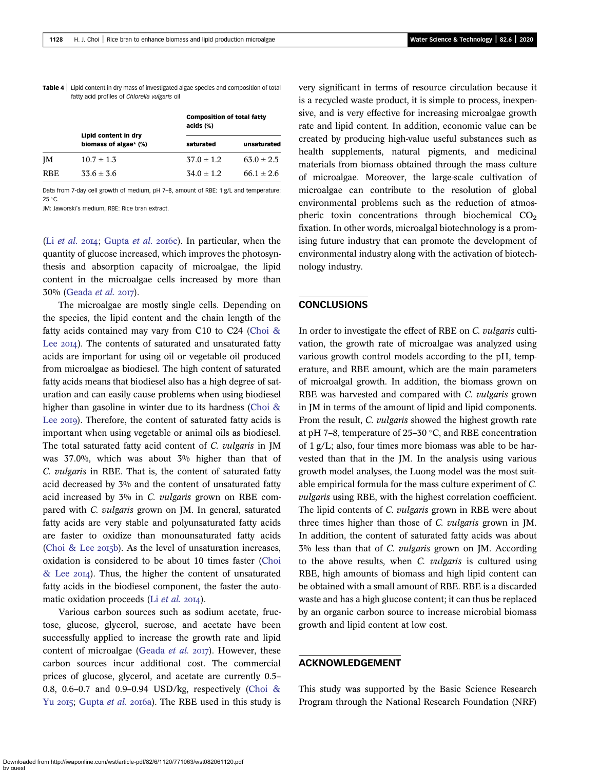**Table 4** | Lipid content in dry mass of investigated algae species and composition of total fatty acid profiles of *Chlorella vulgaris* oil

| | Lipid content in dry biomass of algae* (%) | Composition of total fatty acids (%) | |
|---|---|---|---|
| | | saturated | unsaturated |
| JM | $10.7 \pm 1.3$ | $37.0 \pm 1.2$ | $63.0 \pm 2.5$ |
| RBE | $33.6 \pm 3.6$ | $34.0 \pm 1.2$ | $66.1 \pm 2.6$ |

Data from 7-day cell growth of medium, pH 7–8, amount of RBE: 1 g/L and temperature: 25 °C.
JM: Jaworski's medium, RBE: Rice bran extract.

(Li *et al.* 2014; Gupta *et al.* 2016c). In particular, when the quantity of glucose increased, which improves the photosynthesis and absorption capacity of microalgae, the lipid content in the microalgae cells increased by more than 30% (Geada *et al.* 2017).

The microalgae are mostly single cells. Depending on the species, the lipid content and the chain length of the fatty acids contained may vary from C10 to C24 (Choi & Lee 2014). The contents of saturated and unsaturated fatty acids are important for using oil or vegetable oil produced from microalgae as biodiesel. The high content of saturated fatty acids means that biodiesel also has a high degree of saturation and can easily cause problems when using biodiesel higher than gasoline in winter due to its hardness (Choi & Lee 2019). Therefore, the content of saturated fatty acids is important when using vegetable or animal oils as biodiesel. The total saturated fatty acid content of *C. vulgaris* in JM was 37.0%, which was about 3% higher than that of *C. vulgaris* in RBE. That is, the content of saturated fatty acid decreased by 3% and the content of unsaturated fatty acid increased by 3% in *C. vulgaris* grown on RBE compared with *C. vulgaris* grown on JM. In general, saturated fatty acids are very stable and polyunsaturated fatty acids are faster to oxidize than monounsaturated fatty acids (Choi & Lee 2015b). As the level of unsaturation increases, oxidation is considered to be about 10 times faster (Choi & Lee 2014). Thus, the higher the content of unsaturated fatty acids in the biodiesel component, the faster the automatic oxidation proceeds (Li *et al.* 2014).

Various carbon sources such as sodium acetate, fructose, glucose, glycerol, sucrose, and acetate have been successfully applied to increase the growth rate and lipid content of microalgae (Geada *et al.* 2017). However, these carbon sources incur additional cost. The commercial prices of glucose, glycerol, and acetate are currently 0.5–0.8, 0.6–0.7 and 0.9–0.94 USD/kg, respectively (Choi & Yu 2015; Gupta *et al.* 2016a). The RBE used in this study is very significant in terms of resource circulation because it is a recycled waste product, it is simple to process, inexpensive, and is very effective for increasing microalgae growth rate and lipid content. In addition, economic value can be created by producing high-value useful substances such as health supplements, natural pigments, and medicinal materials from biomass obtained through the mass culture of microalgae. Moreover, the large-scale cultivation of microalgae can contribute to the resolution of global environmental problems such as the reduction of atmospheric toxin concentrations through biochemical $CO_2$ fixation. In other words, microalgal biotechnology is a promising future industry that can promote the development of environmental industry along with the activation of biotechnology industry.

## CONCLUSIONS

In order to investigate the effect of RBE on *C. vulgaris* cultivation, the growth rate of microalgae was analyzed using various growth control models according to the pH, temperature, and RBE amount, which are the main parameters of microalgal growth. In addition, the biomass grown on RBE was harvested and compared with *C. vulgaris* grown in JM in terms of the amount of lipid and lipid components. From the result, *C. vulgaris* showed the highest growth rate at pH 7–8, temperature of 25–30 °C, and RBE concentration of 1 g/L; also, four times more biomass was able to be harvested than that in the JM. In the analysis using various growth model analyses, the Luong model was the most suitable empirical formula for the mass culture experiment of *C. vulgaris* using RBE, with the highest correlation coefficient. The lipid contents of *C. vulgaris* grown in RBE were about three times higher than those of *C. vulgaris* grown in JM. In addition, the content of saturated fatty acids was about 3% less than that of *C. vulgaris* grown on JM. According to the above results, when *C. vulgaris* is cultured using RBE, high amounts of biomass and high lipid content can be obtained with a small amount of RBE. RBE is a discarded waste and has a high glucose content; it can thus be replaced by an organic carbon source to increase microbial biomass growth and lipid content at low cost.

## ACKNOWLEDGEMENT

This study was supported by the Basic Science Research Program through the National Research Foundation (NRF)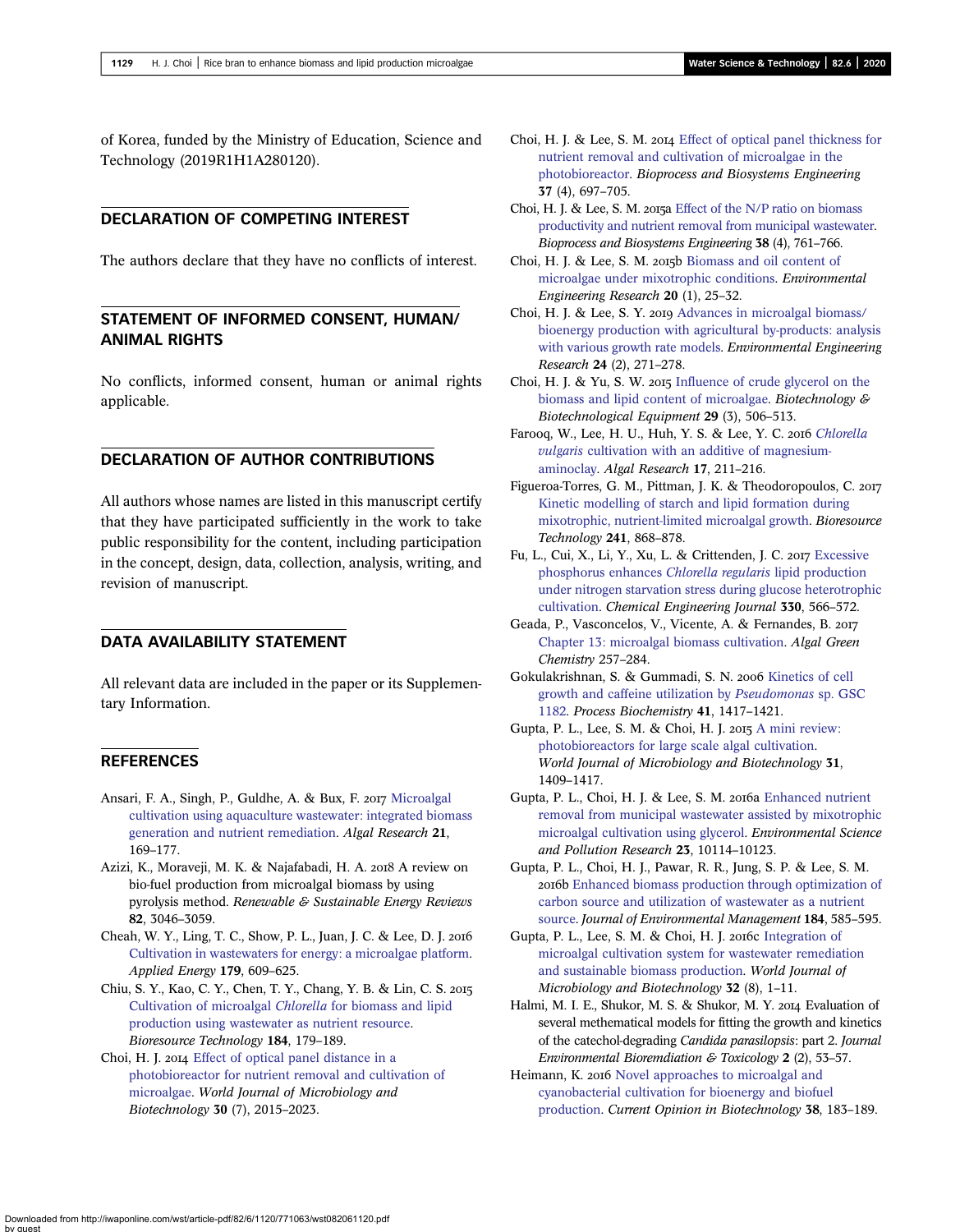of Korea, funded by the Ministry of Education, Science and Technology (2019R1H1A280120).

## DECLARATION OF COMPETING INTEREST

The authors declare that they have no conflicts of interest.

## STATEMENT OF INFORMED CONSENT, HUMAN/ANIMAL RIGHTS

No conflicts, informed consent, human or animal rights applicable.

## DECLARATION OF AUTHOR CONTRIBUTIONS

All authors whose names are listed in this manuscript certify that they have participated sufficiently in the work to take public responsibility for the content, including participation in the concept, design, data, collection, analysis, writing, and revision of manuscript.

## DATA AVAILABILITY STATEMENT

All relevant data are included in the paper or its Supplementary Information.

## REFERENCES

Ansari, F. A., Singh, P., Guldhe, A. & Bux, F. 2017 Microalgal cultivation using aquaculture wastewater: integrated biomass generation and nutrient remediation. *Algal Research* **21**, 169–177.

Azizi, K., Moraveji, M. K. & Najafabadi, H. A. 2018 A review on bio-fuel production from microalgal biomass by using pyrolysis method. *Renewable & Sustainable Energy Reviews* **82**, 3046–3059.

Cheah, W. Y., Ling, T. C., Show, P. L., Juan, J. C. & Lee, D. J. 2016 Cultivation in wastewaters for energy: a microalgae platform. *Applied Energy* **179**, 609–625.

Chiu, S. Y., Kao, C. Y., Chen, T. Y., Chang, Y. B. & Lin, C. S. 2015 Cultivation of microalgal *Chlorella* for biomass and lipid production using wastewater as nutrient resource. *Bioresource Technology* **184**, 179–189.

Choi, H. J. 2014 Effect of optical panel distance in a photobioreactor for nutrient removal and cultivation of microalgae. *World Journal of Microbiology and Biotechnology* **30** (7), 2015–2023.

Choi, H. J. & Lee, S. M. 2014 Effect of optical panel thickness for nutrient removal and cultivation of microalgae in the photobioreactor. *Bioprocess and Biosystems Engineering* **37** (4), 697–705.

Choi, H. J. & Lee, S. M. 2015a Effect of the N/P ratio on biomass productivity and nutrient removal from municipal wastewater. *Bioprocess and Biosystems Engineering* **38** (4), 761–766.

Choi, H. J. & Lee, S. M. 2015b Biomass and oil content of microalgae under mixotrophic conditions. *Environmental Engineering Research* **20** (1), 25–32.

Choi, H. J. & Lee, S. Y. 2019 Advances in microalgal biomass/bioenergy production with agricultural by-products: analysis with various growth rate models. *Environmental Engineering Research* **24** (2), 271–278.

Choi, H. J. & Yu, S. W. 2015 Influence of crude glycerol on the biomass and lipid content of microalgae. *Biotechnology & Biotechnological Equipment* **29** (3), 506–513.

Farooq, W., Lee, H. U., Huh, Y. S. & Lee, Y. C. 2016 *Chlorella vulgaris* cultivation with an additive of magnesium-aminoclay. *Algal Research* **17**, 211–216.

Figueroa-Torres, G. M., Pittman, J. K. & Theodoropoulos, C. 2017 Kinetic modelling of starch and lipid formation during mixotrophic, nutrient-limited microalgal growth. *Bioresource Technology* **241**, 868–878.

Fu, L., Cui, X., Li, Y., Xu, L. & Crittenden, J. C. 2017 Excessive phosphorus enhances *Chlorella regularis* lipid production under nitrogen starvation stress during glucose heterotrophic cultivation. *Chemical Engineering Journal* **330**, 566–572.

Geada, P., Vasconcelos, V., Vicente, A. & Fernandes, B. 2017 Chapter 13: microalgal biomass cultivation. *Algal Green Chemistry* 257–284.

Gokulakrishnan, S. & Gummadi, S. N. 2006 Kinetics of cell growth and caffeine utilization by *Pseudomonas* sp. GSC 1182. *Process Biochemistry* **41**, 1417–1421.

Gupta, P. L., Lee, S. M. & Choi, H. J. 2015 A mini review: photobioreactors for large scale algal cultivation. *World Journal of Microbiology and Biotechnology* **31**, 1409–1417.

Gupta, P. L., Choi, H. J. & Lee, S. M. 2016a Enhanced nutrient removal from municipal wastewater assisted by mixotrophic microalgal cultivation using glycerol. *Environmental Science and Pollution Research* **23**, 10114–10123.

Gupta, P. L., Choi, H. J., Pawar, R. R., Jung, S. P. & Lee, S. M. 2016b Enhanced biomass production through optimization of carbon source and utilization of wastewater as a nutrient source. *Journal of Environmental Management* **184**, 585–595.

Gupta, P. L., Lee, S. M. & Choi, H. J. 2016c Integration of microalgal cultivation system for wastewater remediation and sustainable biomass production. *World Journal of Microbiology and Biotechnology* **32** (8), 1–11.

Halmi, M. I. E., Shukor, M. S. & Shukor, M. Y. 2014 Evaluation of several methematical models for fitting the growth and kinetics of the catechol-degrading *Candida parasilopsis*: part 2. *Journal Environmental Bioremediation & Toxicology* **2** (2), 53–57.

Heimann, K. 2016 Novel approaches to microalgal and cyanobacterial cultivation for bioenergy and biofuel production. *Current Opinion in Biotechnology* **38**, 183–189.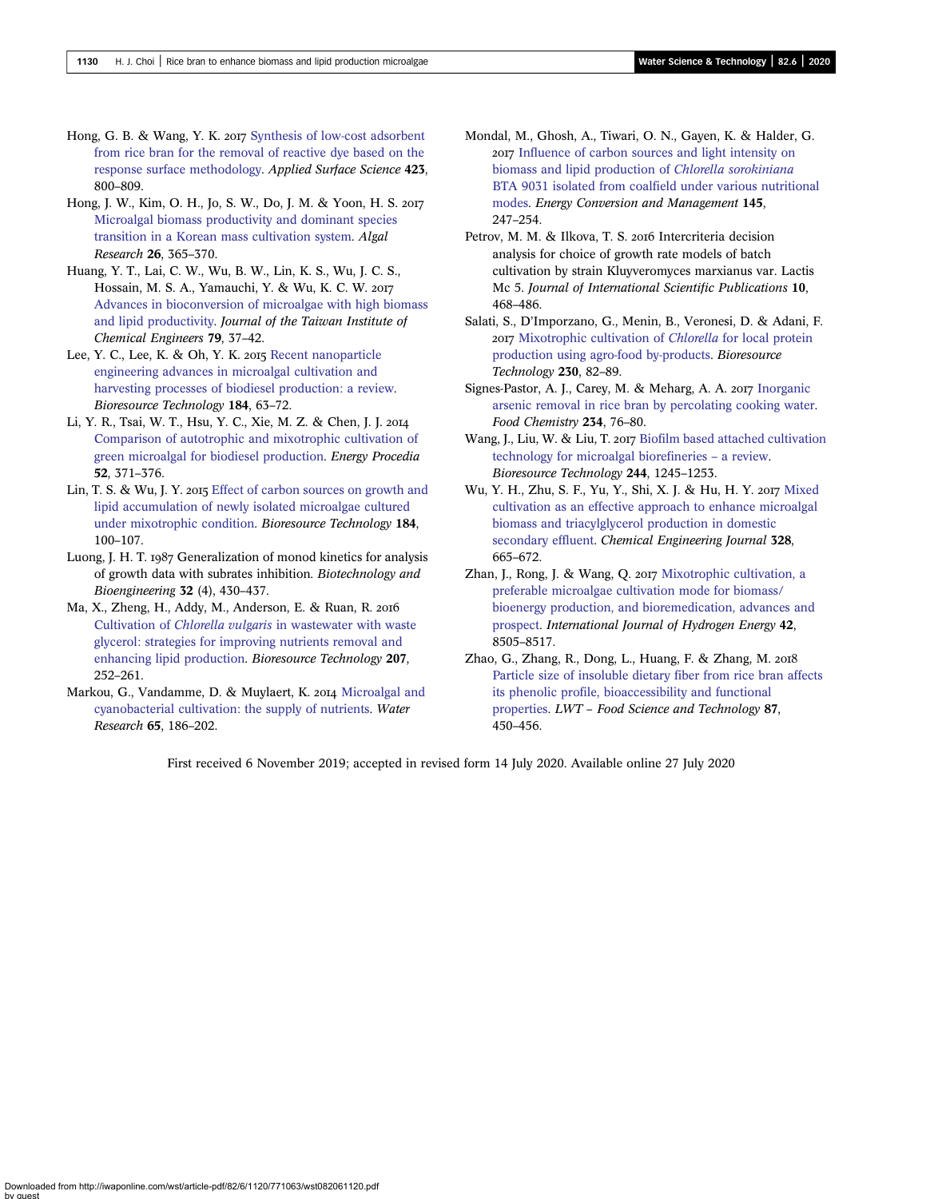Hong, G. B. & Wang, Y. K. 2017 Synthesis of low-cost adsorbent from rice bran for the removal of reactive dye based on the response surface methodology. *Applied Surface Science* **423**, 800–809.

Hong, J. W., Kim, O. H., Jo, S. W., Do, J. M. & Yoon, H. S. 2017 Microalgal biomass productivity and dominant species transition in a Korean mass cultivation system. *Algal Research* **26**, 365–370.

Huang, Y. T., Lai, C. W., Wu, B. W., Lin, K. S., Wu, J. C. S., Hossain, M. S. A., Yamauchi, Y. & Wu, K. C. W. 2017 Advances in bioconversion of microalgae with high biomass and lipid productivity. *Journal of the Taiwan Institute of Chemical Engineers* **79**, 37–42.

Lee, Y. C., Lee, K. & Oh, Y. K. 2015 Recent nanoparticle engineering advances in microalgal cultivation and harvesting processes of biodiesel production: a review. *Bioresource Technology* **184**, 63–72.

Li, Y. R., Tsai, W. T., Hsu, Y. C., Xie, M. Z. & Chen, J. J. 2014 Comparison of autotrophic and mixotrophic cultivation of green microalgal for biodiesel production. *Energy Procedia* **52**, 371–376.

Lin, T. S. & Wu, J. Y. 2015 Effect of carbon sources on growth and lipid accumulation of newly isolated microalgae cultured under mixotrophic condition. *Bioresource Technology* **184**, 100–107.

Luong, J. H. T. 1987 Generalization of monod kinetics for analysis of growth data with subrates inhibition. *Biotechnology and Bioengineering* **32** (4), 430–437.

Ma, X., Zheng, H., Addy, M., Anderson, E. & Ruan, R. 2016 Cultivation of *Chlorella vulgaris* in wastewater with waste glycerol: strategies for improving nutrients removal and enhancing lipid production. *Bioresource Technology* **207**, 252–261.

Markou, G., Vandamme, D. & Muylaert, K. 2014 Microalgal and cyanobacterial cultivation: the supply of nutrients. *Water Research* **65**, 186–202.

Mondal, M., Ghosh, A., Tiwari, O. N., Gayen, K. & Halder, G. 2017 Influence of carbon sources and light intensity on biomass and lipid production of *Chlorella sorokiniana* BTA 9031 isolated from coalfield under various nutritional modes. *Energy Conversion and Management* **145**, 247–254.

Petrov, M. M. & Ilkova, T. S. 2016 Intercriteria decision analysis for choice of growth rate models of batch cultivation by strain Kluyveromyces marxianus var. Lactis Mc 5. *Journal of International Scientific Publications* **10**, 468–486.

Salati, S., D'Imporzano, G., Menin, B., Veronesi, D. & Adani, F. 2017 Mixotrophic cultivation of *Chlorella* for local protein production using agro-food by-products. *Bioresource Technology* **230**, 82–89.

Signes-Pastor, A. J., Carey, M. & Meharg, A. A. 2017 Inorganic arsenic removal in rice bran by percolating cooking water. *Food Chemistry* **234**, 76–80.

Wang, J., Liu, W. & Liu, T. 2017 Biofilm based attached cultivation technology for microalgal biorefineries – a review. *Bioresource Technology* **244**, 1245–1253.

Wu, Y. H., Zhu, S. F., Yu, Y., Shi, X. J. & Hu, H. Y. 2017 Mixed cultivation as an effective approach to enhance microalgal biomass and triacylglycerol production in domestic secondary effluent. *Chemical Engineering Journal* **328**, 665–672.

Zhan, J., Rong, J. & Wang, Q. 2017 Mixotrophic cultivation, a preferable microalgae cultivation mode for biomass/bioenergy production, and bioremediation, advances and prospect. *International Journal of Hydrogen Energy* **42**, 8505–8517.

Zhao, G., Zhang, R., Dong, L., Huang, F. & Zhang, M. 2018 Particle size of insoluble dietary fiber from rice bran affects its phenolic profile, bioaccessibility and functional properties. *LWT – Food Science and Technology* **87**, 450–456.

First received 6 November 2019; accepted in revised form 14 July 2020. Available online 27 July 2020